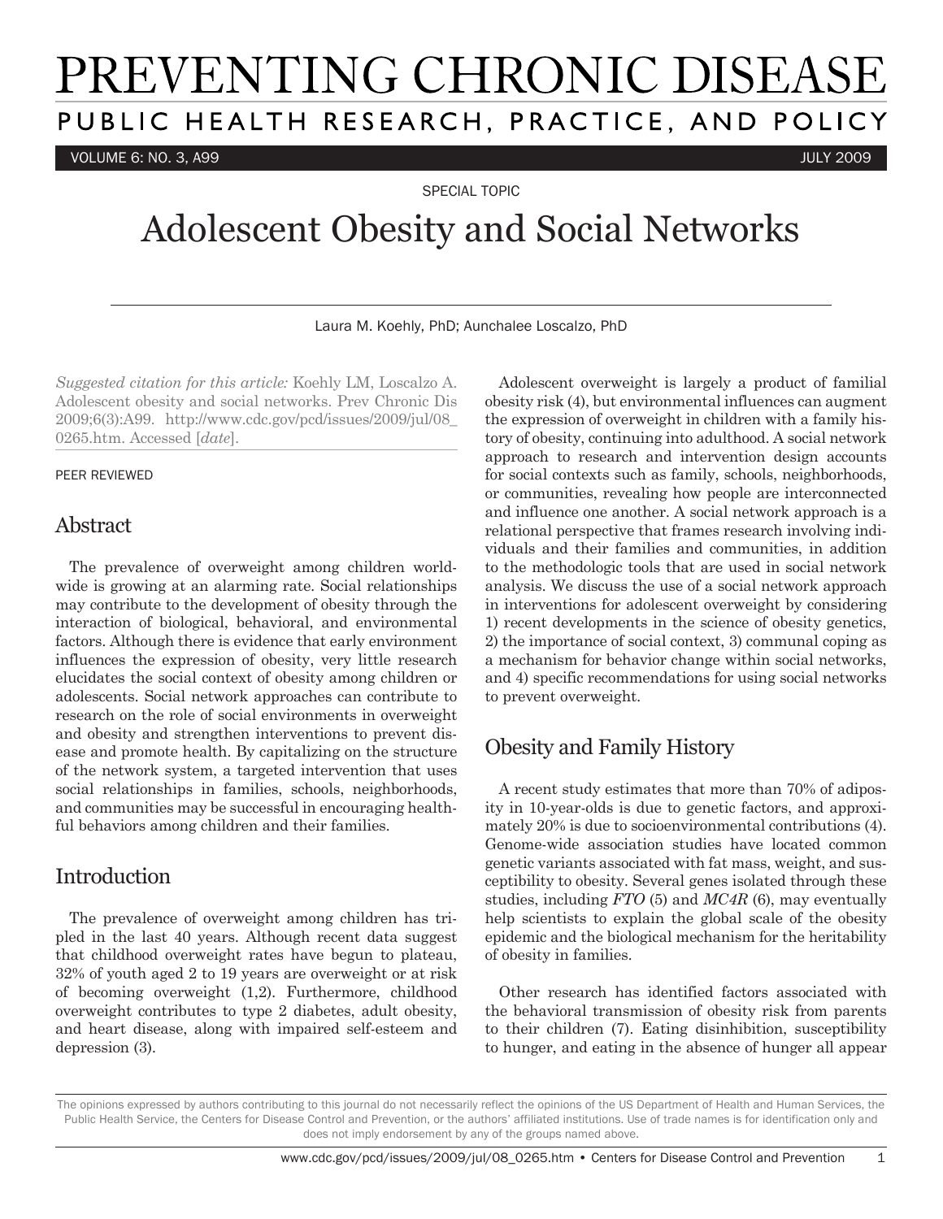# Adolescent Obesity and Social Networks

Laura M. Koehly, PhD; Aunchalee Loscalzo, PhD

*Suggested citation for this article:* Koehly LM, Loscalzo A. Adolescent obesity and social networks. Prev Chronic Dis 2009;6(3):A99. http://www.cdc.gov/pcd/issues/2009/jul/08_0265.htm. Accessed [*date*].

PEER REVIEWED

## Abstract

The prevalence of overweight among children worldwide is growing at an alarming rate. Social relationships may contribute to the development of obesity through the interaction of biological, behavioral, and environmental factors. Although there is evidence that early environment influences the expression of obesity, very little research elucidates the social context of obesity among children or adolescents. Social network approaches can contribute to research on the role of social environments in overweight and obesity and strengthen interventions to prevent disease and promote health. By capitalizing on the structure of the network system, a targeted intervention that uses social relationships in families, schools, neighborhoods, and communities may be successful in encouraging healthful behaviors among children and their families.

## Introduction

The prevalence of overweight among children has tripled in the last 40 years. Although recent data suggest that childhood overweight rates have begun to plateau, 32% of youth aged 2 to 19 years are overweight or at risk of becoming overweight (1,2). Furthermore, childhood overweight contributes to type 2 diabetes, adult obesity, and heart disease, along with impaired self-esteem and depression (3).

Adolescent overweight is largely a product of familial obesity risk (4), but environmental influences can augment the expression of overweight in children with a family history of obesity, continuing into adulthood. A social network approach to research and intervention design accounts for social contexts such as family, schools, neighborhoods, or communities, revealing how people are interconnected and influence one another. A social network approach is a relational perspective that frames research involving individuals and their families and communities, in addition to the methodologic tools that are used in social network analysis. We discuss the use of a social network approach in interventions for adolescent overweight by considering 1) recent developments in the science of obesity genetics, 2) the importance of social context, 3) communal coping as a mechanism for behavior change within social networks, and 4) specific recommendations for using social networks to prevent overweight.

## Obesity and Family History

A recent study estimates that more than 70% of adiposity in 10-year-olds is due to genetic factors, and approximately 20% is due to socioenvironmental contributions (4). Genome-wide association studies have located common genetic variants associated with fat mass, weight, and susceptibility to obesity. Several genes isolated through these studies, including *FTO* (5) and *MC4R* (6), may eventually help scientists to explain the global scale of the obesity epidemic and the biological mechanism for the heritability of obesity in families.

Other research has identified factors associated with the behavioral transmission of obesity risk from parents to their children (7). Eating disinhibition, susceptibility to hunger, and eating in the absence of hunger all appear

The opinions expressed by authors contributing to this journal do not necessarily reflect the opinions of the US Department of Health and Human Services, the Public Health Service, the Centers for Disease Control and Prevention, or the authors' affiliated institutions. Use of trade names is for identification only and does not imply endorsement by any of the groups named above.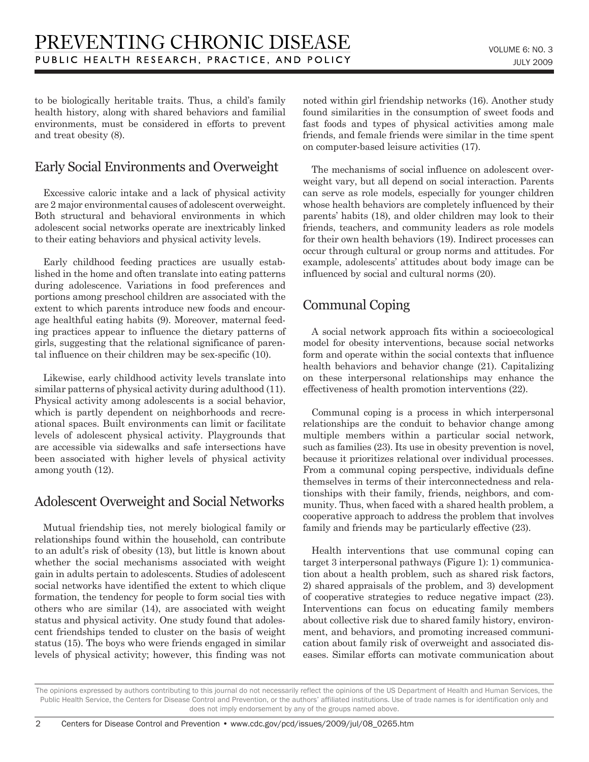to be biologically heritable traits. Thus, a child's family health history, along with shared behaviors and familial environments, must be considered in efforts to prevent and treat obesity (8).

## Early Social Environments and Overweight

Excessive caloric intake and a lack of physical activity are 2 major environmental causes of adolescent overweight. Both structural and behavioral environments in which adolescent social networks operate are inextricably linked to their eating behaviors and physical activity levels.

Early childhood feeding practices are usually established in the home and often translate into eating patterns during adolescence. Variations in food preferences and portions among preschool children are associated with the extent to which parents introduce new foods and encourage healthful eating habits (9). Moreover, maternal feeding practices appear to influence the dietary patterns of girls, suggesting that the relational significance of parental influence on their children may be sex-specific (10).

Likewise, early childhood activity levels translate into similar patterns of physical activity during adulthood (11). Physical activity among adolescents is a social behavior, which is partly dependent on neighborhoods and recreational spaces. Built environments can limit or facilitate levels of adolescent physical activity. Playgrounds that are accessible via sidewalks and safe intersections have been associated with higher levels of physical activity among youth (12).

## Adolescent Overweight and Social Networks

Mutual friendship ties, not merely biological family or relationships found within the household, can contribute to an adult's risk of obesity (13), but little is known about whether the social mechanisms associated with weight gain in adults pertain to adolescents. Studies of adolescent social networks have identified the extent to which clique formation, the tendency for people to form social ties with others who are similar (14), are associated with weight status and physical activity. One study found that adolescent friendships tended to cluster on the basis of weight status (15). The boys who were friends engaged in similar levels of physical activity; however, this finding was not noted within girl friendship networks (16). Another study found similarities in the consumption of sweet foods and fast foods and types of physical activities among male friends, and female friends were similar in the time spent on computer-based leisure activities (17).

The mechanisms of social influence on adolescent overweight vary, but all depend on social interaction. Parents can serve as role models, especially for younger children whose health behaviors are completely influenced by their parents' habits (18), and older children may look to their friends, teachers, and community leaders as role models for their own health behaviors (19). Indirect processes can occur through cultural or group norms and attitudes. For example, adolescents' attitudes about body image can be influenced by social and cultural norms (20).

## Communal Coping

A social network approach fits within a socioecological model for obesity interventions, because social networks form and operate within the social contexts that influence health behaviors and behavior change (21). Capitalizing on these interpersonal relationships may enhance the effectiveness of health promotion interventions (22).

Communal coping is a process in which interpersonal relationships are the conduit to behavior change among multiple members within a particular social network, such as families (23). Its use in obesity prevention is novel, because it prioritizes relational over individual processes. From a communal coping perspective, individuals define themselves in terms of their interconnectedness and relationships with their family, friends, neighbors, and community. Thus, when faced with a shared health problem, a cooperative approach to address the problem that involves family and friends may be particularly effective (23).

Health interventions that use communal coping can target 3 interpersonal pathways (Figure 1): 1) communication about a health problem, such as shared risk factors, 2) shared appraisals of the problem, and 3) development of cooperative strategies to reduce negative impact (23). Interventions can focus on educating family members about collective risk due to shared family history, environment, and behaviors, and promoting increased communication about family risk of overweight and associated diseases. Similar efforts can motivate communication about

The opinions expressed by authors contributing to this journal do not necessarily reflect the opinions of the US Department of Health and Human Services, the Public Health Service, the Centers for Disease Control and Prevention, or the authors' affiliated institutions. Use of trade names is for identification only and does not imply endorsement by any of the groups named above.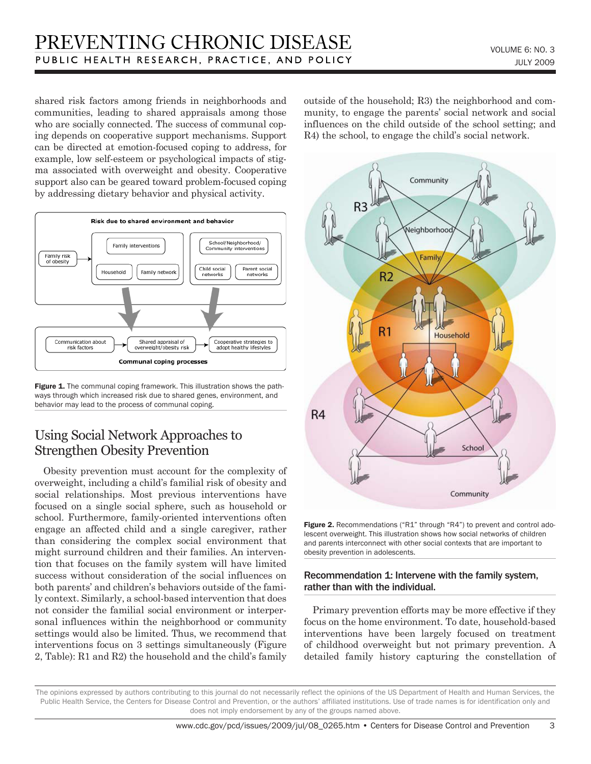shared risk factors among friends in neighborhoods and communities, leading to shared appraisals among those who are socially connected. The success of communal coping depends on cooperative support mechanisms. Support can be directed at emotion-focused coping to address, for example, low self-esteem or psychological impacts of stigma associated with overweight and obesity. Cooperative support also can be geared toward problem-focused coping by addressing dietary behavior and physical activity.

**Figure 1.** The communal coping framework. This illustration shows the pathways through which increased risk due to shared genes, environment, and behavior may lead to the process of communal coping.

## Using Social Network Approaches to Strengthen Obesity Prevention

Obesity prevention must account for the complexity of overweight, including a child's familial risk of obesity and social relationships. Most previous interventions have focused on a single social sphere, such as household or school. Furthermore, family-oriented interventions often engage an affected child and a single caregiver, rather than considering the complex social environment that might surround children and their families. An intervention that focuses on the family system will have limited success without consideration of the social influences on both parents' and children's behaviors outside of the family context. Similarly, a school-based intervention that does not consider the familial social environment or interpersonal influences within the neighborhood or community settings would also be limited. Thus, we recommend that interventions focus on 3 settings simultaneously (Figure 2, Table): R1 and R2) the household and the child's family outside of the household; R3) the neighborhood and community, to engage the parents' social network and social influences on the child outside of the school setting; and R4) the school, to engage the child's social network.

**Figure 2.** Recommendations ("R1" through "R4") to prevent and control adolescent overweight. This illustration shows how social networks of children and parents interconnect with other social contexts that are important to obesity prevention in adolescents.

### Recommendation 1: Intervene with the family system, rather than with the individual.

Primary prevention efforts may be more effective if they focus on the home environment. To date, household-based interventions have been largely focused on treatment of childhood overweight but not primary prevention. A detailed family history capturing the constellation of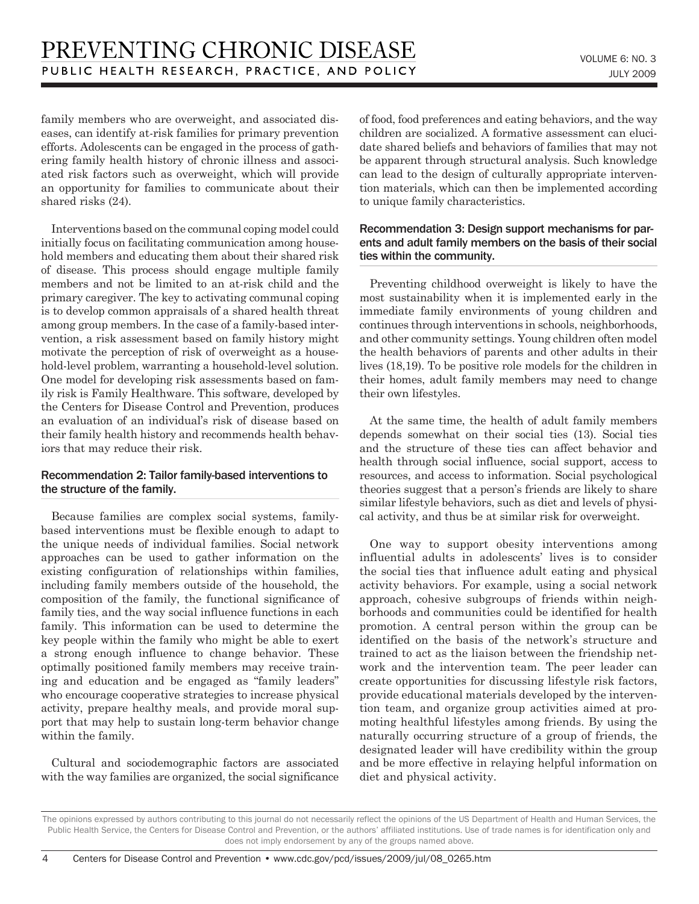family members who are overweight, and associated diseases, can identify at-risk families for primary prevention efforts. Adolescents can be engaged in the process of gathering family health history of chronic illness and associated risk factors such as overweight, which will provide an opportunity for families to communicate about their shared risks (24).

Interventions based on the communal coping model could initially focus on facilitating communication among household members and educating them about their shared risk of disease. This process should engage multiple family members and not be limited to an at-risk child and the primary caregiver. The key to activating communal coping is to develop common appraisals of a shared health threat among group members. In the case of a family-based intervention, a risk assessment based on family history might motivate the perception of risk of overweight as a household-level problem, warranting a household-level solution. One model for developing risk assessments based on family risk is Family Healthware. This software, developed by the Centers for Disease Control and Prevention, produces an evaluation of an individual's risk of disease based on their family health history and recommends health behaviors that may reduce their risk.

### Recommendation 2: Tailor family-based interventions to the structure of the family.

Because families are complex social systems, family-based interventions must be flexible enough to adapt to the unique needs of individual families. Social network approaches can be used to gather information on the existing configuration of relationships within families, including family members outside of the household, the composition of the family, the functional significance of family ties, and the way social influence functions in each family. This information can be used to determine the key people within the family who might be able to exert a strong enough influence to change behavior. These optimally positioned family members may receive training and education and be engaged as "family leaders" who encourage cooperative strategies to increase physical activity, prepare healthy meals, and provide moral support that may help to sustain long-term behavior change within the family.

Cultural and sociodemographic factors are associated with the way families are organized, the social significance of food, food preferences and eating behaviors, and the way children are socialized. A formative assessment can elucidate shared beliefs and behaviors of families that may not be apparent through structural analysis. Such knowledge can lead to the design of culturally appropriate intervention materials, which can then be implemented according to unique family characteristics.

### Recommendation 3: Design support mechanisms for parents and adult family members on the basis of their social ties within the community.

Preventing childhood overweight is likely to have the most sustainability when it is implemented early in the immediate family environments of young children and continues through interventions in schools, neighborhoods, and other community settings. Young children often model the health behaviors of parents and other adults in their lives (18,19). To be positive role models for the children in their homes, adult family members may need to change their own lifestyles.

At the same time, the health of adult family members depends somewhat on their social ties (13). Social ties and the structure of these ties can affect behavior and health through social influence, social support, access to resources, and access to information. Social psychological theories suggest that a person's friends are likely to share similar lifestyle behaviors, such as diet and levels of physical activity, and thus be at similar risk for overweight.

One way to support obesity interventions among influential adults in adolescents' lives is to consider the social ties that influence adult eating and physical activity behaviors. For example, using a social network approach, cohesive subgroups of friends within neighborhoods and communities could be identified for health promotion. A central person within the group can be identified on the basis of the network's structure and trained to act as the liaison between the friendship network and the intervention team. The peer leader can create opportunities for discussing lifestyle risk factors, provide educational materials developed by the intervention team, and organize group activities aimed at promoting healthful lifestyles among friends. By using the naturally occurring structure of a group of friends, the designated leader will have credibility within the group and be more effective in relaying helpful information on diet and physical activity.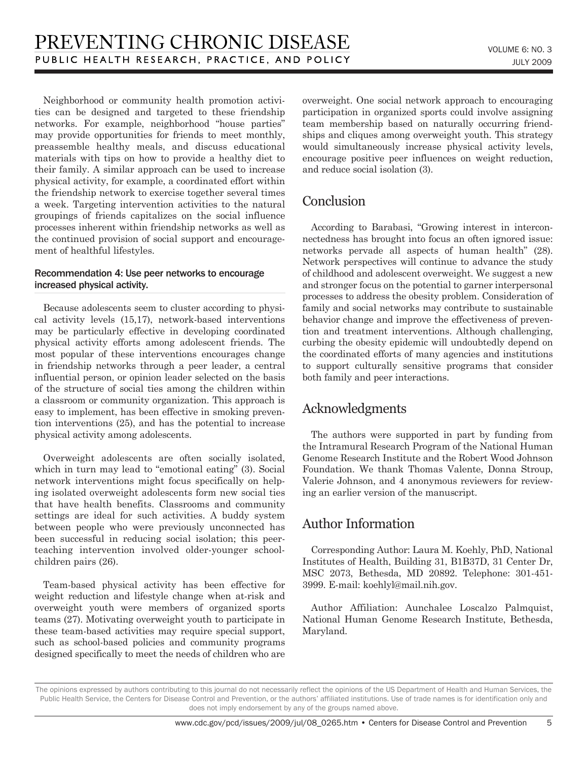Neighborhood or community health promotion activities can be designed and targeted to these friendship networks. For example, neighborhood "house parties" may provide opportunities for friends to meet monthly, preassemble healthy meals, and discuss educational materials with tips on how to provide a healthy diet to their family. A similar approach can be used to increase physical activity, for example, a coordinated effort within the friendship network to exercise together several times a week. Targeting intervention activities to the natural groupings of friends capitalizes on the social influence processes inherent within friendship networks as well as the continued provision of social support and encouragement of healthful lifestyles.

#### Recommendation 4: Use peer networks to encourage increased physical activity.

Because adolescents seem to cluster according to physical activity levels (15,17), network-based interventions may be particularly effective in developing coordinated physical activity efforts among adolescent friends. The most popular of these interventions encourages change in friendship networks through a peer leader, a central influential person, or opinion leader selected on the basis of the structure of social ties among the children within a classroom or community organization. This approach is easy to implement, has been effective in smoking prevention interventions (25), and has the potential to increase physical activity among adolescents.

Overweight adolescents are often socially isolated, which in turn may lead to "emotional eating" (3). Social network interventions might focus specifically on helping isolated overweight adolescents form new social ties that have health benefits. Classrooms and community settings are ideal for such activities. A buddy system between people who were previously unconnected has been successful in reducing social isolation; this peer-teaching intervention involved older-younger schoolchildren pairs (26).

Team-based physical activity has been effective for weight reduction and lifestyle change when at-risk and overweight youth were members of organized sports teams (27). Motivating overweight youth to participate in these team-based activities may require special support, such as school-based policies and community programs designed specifically to meet the needs of children who are overweight. One social network approach to encouraging participation in organized sports could involve assigning team membership based on naturally occurring friendships and cliques among overweight youth. This strategy would simultaneously increase physical activity levels, encourage positive peer influences on weight reduction, and reduce social isolation (3).

## Conclusion

According to Barabasi, "Growing interest in interconnectedness has brought into focus an often ignored issue: networks pervade all aspects of human health" (28). Network perspectives will continue to advance the study of childhood and adolescent overweight. We suggest a new and stronger focus on the potential to garner interpersonal processes to address the obesity problem. Consideration of family and social networks may contribute to sustainable behavior change and improve the effectiveness of prevention and treatment interventions. Although challenging, curbing the obesity epidemic will undoubtedly depend on the coordinated efforts of many agencies and institutions to support culturally sensitive programs that consider both family and peer interactions.

## Acknowledgments

The authors were supported in part by funding from the Intramural Research Program of the National Human Genome Research Institute and the Robert Wood Johnson Foundation. We thank Thomas Valente, Donna Stroup, Valerie Johnson, and 4 anonymous reviewers for reviewing an earlier version of the manuscript.

## Author Information

Corresponding Author: Laura M. Koehly, PhD, National Institutes of Health, Building 31, B1B37D, 31 Center Dr, MSC 2073, Bethesda, MD 20892. Telephone: 301-451-3999. E-mail: koehlyl@mail.nih.gov.

Author Affiliation: Aunchalee Loscalzo Palmquist, National Human Genome Research Institute, Bethesda, Maryland.

The opinions expressed by authors contributing to this journal do not necessarily reflect the opinions of the US Department of Health and Human Services, the Public Health Service, the Centers for Disease Control and Prevention, or the authors' affiliated institutions. Use of trade names is for identification only and does not imply endorsement by any of the groups named above.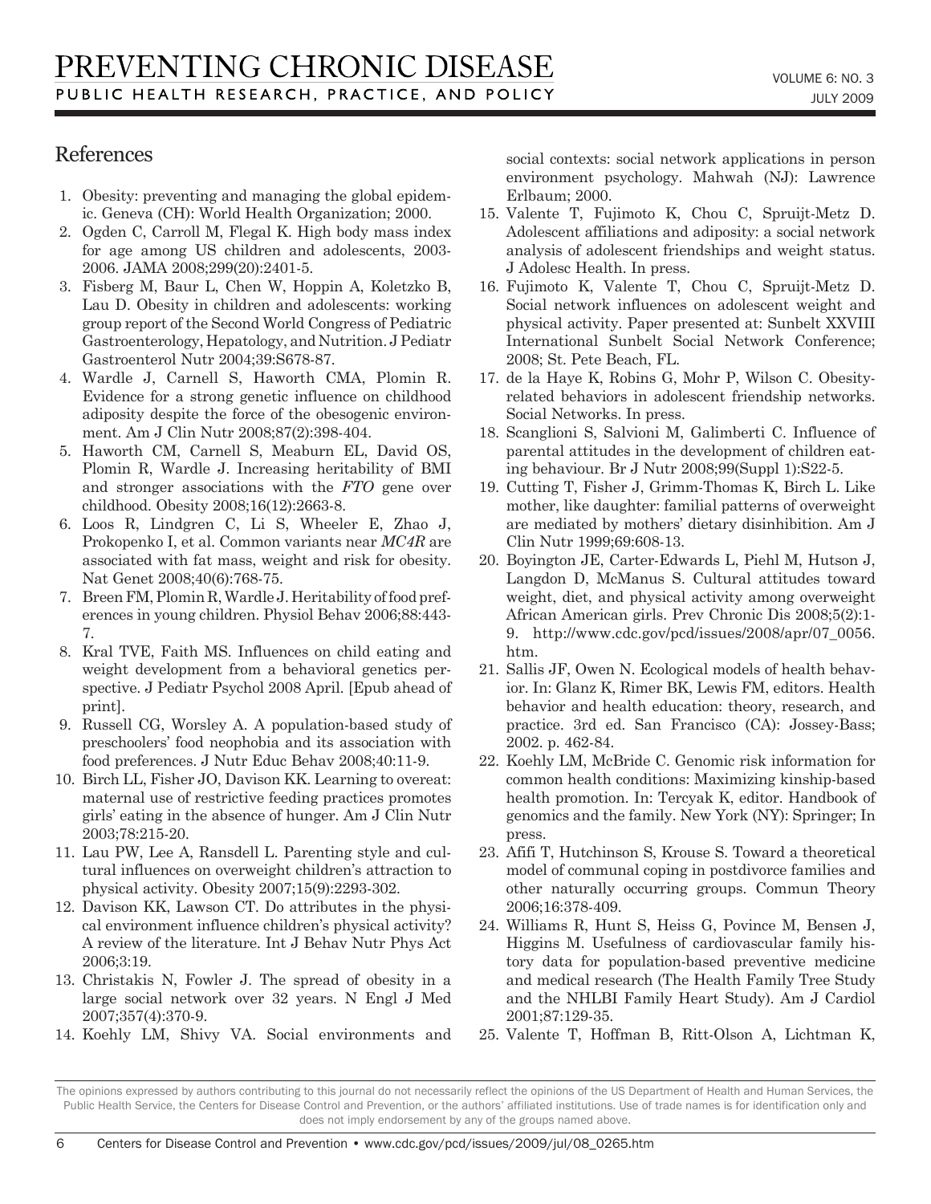## References

1. Obesity: preventing and managing the global epidemic. Geneva (CH): World Health Organization; 2000.
2. Ogden C, Carroll M, Flegal K. High body mass index for age among US children and adolescents, 2003-2006. JAMA 2008;299(20):2401-5.
3. Fisberg M, Baur L, Chen W, Hoppin A, Koletzko B, Lau D. Obesity in children and adolescents: working group report of the Second World Congress of Pediatric Gastroenterology, Hepatology, and Nutrition. J Pediatr Gastroenterol Nutr 2004;39:S678-87.
4. Wardle J, Carnell S, Haworth CMA, Plomin R. Evidence for a strong genetic influence on childhood adiposity despite the force of the obesogenic environment. Am J Clin Nutr 2008;87(2):398-404.
5. Haworth CM, Carnell S, Meaburn EL, David OS, Plomin R, Wardle J. Increasing heritability of BMI and stronger associations with the *FTO* gene over childhood. Obesity 2008;16(12):2663-8.
6. Loos R, Lindgren C, Li S, Wheeler E, Zhao J, Prokopenko I, et al. Common variants near *MC4R* are associated with fat mass, weight and risk for obesity. Nat Genet 2008;40(6):768-75.
7. Breen FM, Plomin R, Wardle J. Heritability of food preferences in young children. Physiol Behav 2006;88:443-7.
8. Kral TVE, Faith MS. Influences on child eating and weight development from a behavioral genetics perspective. J Pediatr Psychol 2008 April. [Epub ahead of print].
9. Russell CG, Worsley A. A population-based study of preschoolers' food neophobia and its association with food preferences. J Nutr Educ Behav 2008;40:11-9.
10. Birch LL, Fisher JO, Davison KK. Learning to overeat: maternal use of restrictive feeding practices promotes girls' eating in the absence of hunger. Am J Clin Nutr 2003;78:215-20.
11. Lau PW, Lee A, Ransdell L. Parenting style and cultural influences on overweight children's attraction to physical activity. Obesity 2007;15(9):2293-302.
12. Davison KK, Lawson CT. Do attributes in the physical environment influence children's physical activity? A review of the literature. Int J Behav Nutr Phys Act 2006;3:19.
13. Christakis N, Fowler J. The spread of obesity in a large social network over 32 years. N Engl J Med 2007;357(4):370-9.
14. Koehly LM, Shivy VA. Social environments and social contexts: social network applications in person environment psychology. Mahwah (NJ): Lawrence Erlbaum; 2000.
15. Valente T, Fujimoto K, Chou C, Spruijt-Metz D. Adolescent affiliations and adiposity: a social network analysis of adolescent friendships and weight status. J Adolesc Health. In press.
16. Fujimoto K, Valente T, Chou C, Spruijt-Metz D. Social network influences on adolescent weight and physical activity. Paper presented at: Sunbelt XXVIII International Sunbelt Social Network Conference; 2008; St. Pete Beach, FL.
17. de la Haye K, Robins G, Mohr P, Wilson C. Obesity-related behaviors in adolescent friendship networks. Social Networks. In press.
18. Scanglioni S, Salvioni M, Galimberti C. Influence of parental attitudes in the development of children eating behaviour. Br J Nutr 2008;99(Suppl 1):S22-5.
19. Cutting T, Fisher J, Grimm-Thomas K, Birch L. Like mother, like daughter: familial patterns of overweight are mediated by mothers' dietary disinhibition. Am J Clin Nutr 1999;69:608-13.
20. Boyington JE, Carter-Edwards L, Piehl M, Hutson J, Langdon D, McManus S. Cultural attitudes toward weight, diet, and physical activity among overweight African American girls. Prev Chronic Dis 2008;5(2):1-9. http://www.cdc.gov/pcd/issues/2008/apr/07_0056.htm.
21. Sallis JF, Owen N. Ecological models of health behavior. In: Glanz K, Rimer BK, Lewis FM, editors. Health behavior and health education: theory, research, and practice. 3rd ed. San Francisco (CA): Jossey-Bass; 2002. p. 462-84.
22. Koehly LM, McBride C. Genomic risk information for common health conditions: Maximizing kinship-based health promotion. In: Tercyak K, editor. Handbook of genomics and the family. New York (NY): Springer; In press.
23. Afifi T, Hutchinson S, Krouse S. Toward a theoretical model of communal coping in postdivorce families and other naturally occurring groups. Commun Theory 2006;16:378-409.
24. Williams R, Hunt S, Heiss G, Povince M, Bensen J, Higgins M. Usefulness of cardiovascular family history data for population-based preventive medicine and medical research (The Health Family Tree Study and the NHLBI Family Heart Study). Am J Cardiol 2001;87:129-35.
25. Valente T, Hoffman B, Ritt-Olson A, Lichtman K,

The opinions expressed by authors contributing to this journal do not necessarily reflect the opinions of the US Department of Health and Human Services, the Public Health Service, the Centers for Disease Control and Prevention, or the authors' affiliated institutions. Use of trade names is for identification only and does not imply endorsement by any of the groups named above.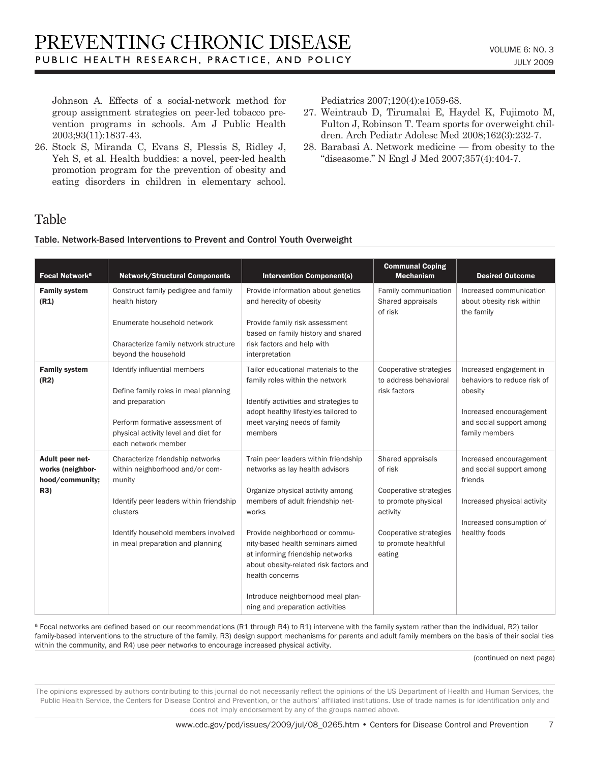Johnson A. Effects of a social-network method for group assignment strategies on peer-led tobacco prevention programs in schools. Am J Public Health 2003;93(11):1837-43.

26. Stock S, Miranda C, Evans S, Plessis S, Ridley J, Yeh S, et al. Health buddies: a novel, peer-led health promotion program for the prevention of obesity and eating disorders in children in elementary school. Pediatrics 2007;120(4):e1059-68.
27. Weintraub D, Tirumalai E, Haydel K, Fujimoto M, Fulton J, Robinson T. Team sports for overweight children. Arch Pediatr Adolesc Med 2008;162(3):232-7.
28. Barabasi A. Network medicine — from obesity to the "diseasome." N Engl J Med 2007;357(4):404-7.

## Table

**Table. Network-Based Interventions to Prevent and Control Youth Overweight**

| Focal Network[a] | Network/Structural Components | Intervention Component(s) | Communal Coping Mechanism | Desired Outcome |
|---|---|---|---|---|
| **Family system (R1)** | Construct family pedigree and family health history<br><br>Enumerate household network<br><br>Characterize family network structure beyond the household | Provide information about genetics and heredity of obesity<br><br>Provide family risk assessment based on family history and shared risk factors and help with interpretation | Family communication<br>Shared appraisals of risk | Increased communication about obesity risk within the family |
| **Family system (R2)** | Identify influential members<br><br>Define family roles in meal planning and preparation<br><br>Perform formative assessment of physical activity level and diet for each network member | Tailor educational materials to the family roles within the network<br><br>Identify activities and strategies to adopt healthy lifestyles tailored to meet varying needs of family members | Cooperative strategies to address behavioral risk factors | Increased engagement in behaviors to reduce risk of obesity<br><br>Increased encouragement and social support among family members |
| **Adult peer networks (neighborhood/community; R3)** | Characterize friendship networks within neighborhood and/or community<br><br>Identify peer leaders within friendship clusters<br><br>Identify household members involved in meal preparation and planning | Train peer leaders within friendship networks as lay health advisors<br><br>Organize physical activity among members of adult friendship networks<br><br>Provide neighborhood or community-based health seminars aimed at informing friendship networks about obesity-related risk factors and health concerns<br><br>Introduce neighborhood meal planning and preparation activities | Shared appraisals of risk<br><br>Cooperative strategies to promote physical activity<br><br>Cooperative strategies to promote healthful eating | Increased encouragement and social support among friends<br><br>Increased physical activity<br><br>Increased consumption of healthy foods |

[a] Focal networks are defined based on our recommendations (R1 through R4) to R1) intervene with the family system rather than the individual, R2) tailor family-based interventions to the structure of the family, R3) design support mechanisms for parents and adult family members on the basis of their social ties within the community, and R4) use peer networks to encourage increased physical activity.

(continued on next page)

The opinions expressed by authors contributing to this journal do not necessarily reflect the opinions of the US Department of Health and Human Services, the Public Health Service, the Centers for Disease Control and Prevention, or the authors' affiliated institutions. Use of trade names is for identification only and does not imply endorsement by any of the groups named above.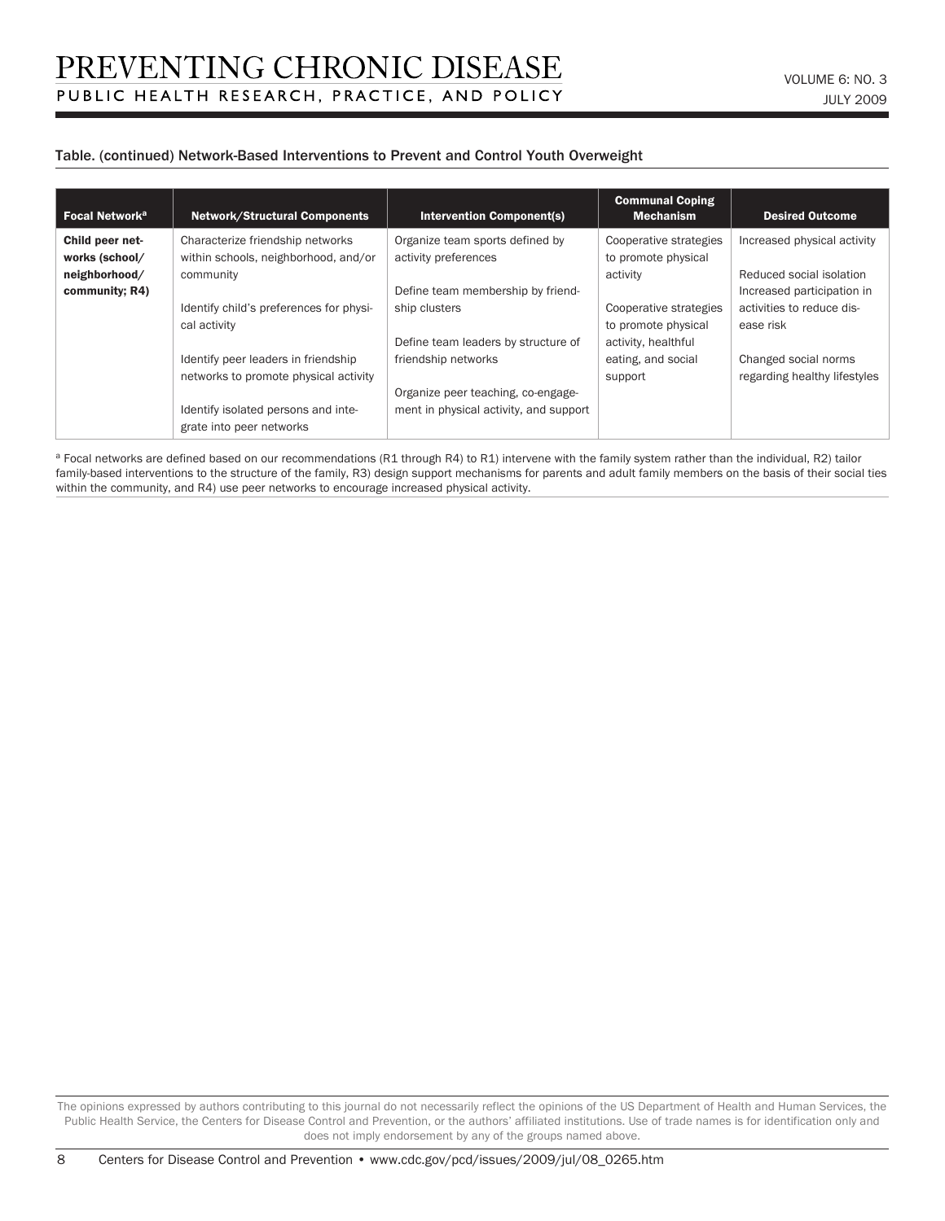Table. (continued) Network-Based Interventions to Prevent and Control Youth Overweight

| Focal Network[a] | Network/Structural Components | Intervention Component(s) | Communal Coping Mechanism | Desired Outcome |
| --- | --- | --- | --- | --- |
| **Child peer networks (school/ neighborhood/ community; R4)** | Characterize friendship networks within schools, neighborhood, and/or community<br><br>Identify child's preferences for physical activity<br><br>Identify peer leaders in friendship networks to promote physical activity<br><br>Identify isolated persons and integrate into peer networks | Organize team sports defined by activity preferences<br><br>Define team membership by friendship clusters<br><br>Define team leaders by structure of friendship networks<br><br>Organize peer teaching, co-engagement in physical activity, and support | Cooperative strategies to promote physical activity<br><br>Cooperative strategies to promote physical activity, healthful eating, and social support | Increased physical activity<br><br>Reduced social isolation Increased participation in activities to reduce disease risk<br><br>Changed social norms regarding healthy lifestyles |

[a] Focal networks are defined based on our recommendations (R1 through R4) to R1) intervene with the family system rather than the individual, R2) tailor family-based interventions to the structure of the family, R3) design support mechanisms for parents and adult family members on the basis of their social ties within the community, and R4) use peer networks to encourage increased physical activity.

The opinions expressed by authors contributing to this journal do not necessarily reflect the opinions of the US Department of Health and Human Services, the Public Health Service, the Centers for Disease Control and Prevention, or the authors' affiliated institutions. Use of trade names is for identification only and does not imply endorsement by any of the groups named above.